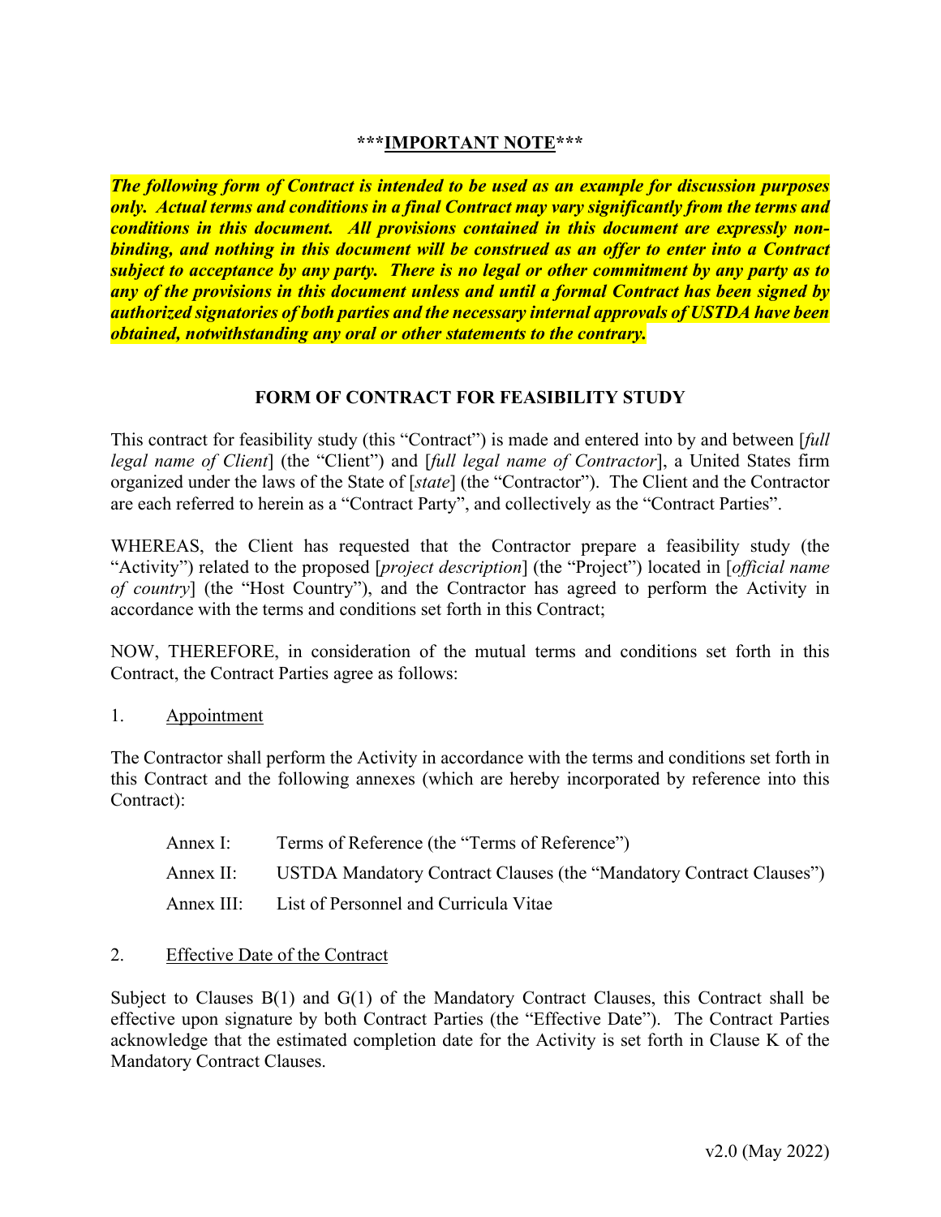**\*\*\*<u>IMPORTANT NOTE</u>\*\*\***

***The following form of Contract is intended to be used as an example for discussion purposes only. Actual terms and conditions in a final Contract may vary significantly from the terms and conditions in this document. All provisions contained in this document are expressly non-binding, and nothing in this document will be construed as an offer to enter into a Contract subject to acceptance by any party. There is no legal or other commitment by any party as to any of the provisions in this document unless and until a formal Contract has been signed by authorized signatories of both parties and the necessary internal approvals of USTDA have been obtained, notwithstanding any oral or other statements to the contrary.***

## FORM OF CONTRACT FOR FEASIBILITY STUDY

This contract for feasibility study (this "Contract") is made and entered into by and between [*full legal name of Client*] (the "Client") and [*full legal name of Contractor*], a United States firm organized under the laws of the State of [*state*] (the "Contractor"). The Client and the Contractor are each referred to herein as a "Contract Party", and collectively as the "Contract Parties".

WHEREAS, the Client has requested that the Contractor prepare a feasibility study (the "Activity") related to the proposed [*project description*] (the "Project") located in [*official name of country*] (the "Host Country"), and the Contractor has agreed to perform the Activity in accordance with the terms and conditions set forth in this Contract;

NOW, THEREFORE, in consideration of the mutual terms and conditions set forth in this Contract, the Contract Parties agree as follows:

1. <u>Appointment</u>

The Contractor shall perform the Activity in accordance with the terms and conditions set forth in this Contract and the following annexes (which are hereby incorporated by reference into this Contract):

Annex I: Terms of Reference (the "Terms of Reference")

Annex II: USTDA Mandatory Contract Clauses (the "Mandatory Contract Clauses")

Annex III: List of Personnel and Curricula Vitae

2. <u>Effective Date of the Contract</u>

Subject to Clauses B(1) and G(1) of the Mandatory Contract Clauses, this Contract shall be effective upon signature by both Contract Parties (the "Effective Date"). The Contract Parties acknowledge that the estimated completion date for the Activity is set forth in Clause K of the Mandatory Contract Clauses.

v2.0 (May 2022)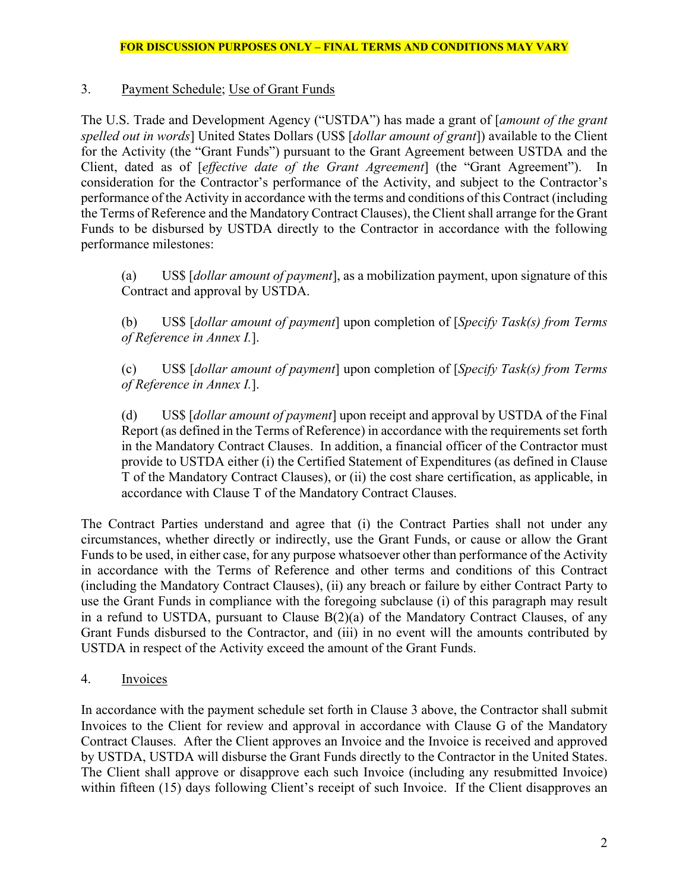**FOR DISCUSSION PURPOSES ONLY – FINAL TERMS AND CONDITIONS MAY VARY**

3. Payment Schedule; Use of Grant Funds

The U.S. Trade and Development Agency ("USTDA") has made a grant of [*amount of the grant spelled out in words*] United States Dollars (US$ [*dollar amount of grant*]) available to the Client for the Activity (the "Grant Funds") pursuant to the Grant Agreement between USTDA and the Client, dated as of [*effective date of the Grant Agreement*] (the "Grant Agreement"). In consideration for the Contractor's performance of the Activity, and subject to the Contractor's performance of the Activity in accordance with the terms and conditions of this Contract (including the Terms of Reference and the Mandatory Contract Clauses), the Client shall arrange for the Grant Funds to be disbursed by USTDA directly to the Contractor in accordance with the following performance milestones:

> (a) US$ [*dollar amount of payment*], as a mobilization payment, upon signature of this Contract and approval by USTDA.
>
> (b) US$ [*dollar amount of payment*] upon completion of [*Specify Task(s) from Terms of Reference in Annex I.*].
>
> (c) US$ [*dollar amount of payment*] upon completion of [*Specify Task(s) from Terms of Reference in Annex I.*].
>
> (d) US$ [*dollar amount of payment*] upon receipt and approval by USTDA of the Final Report (as defined in the Terms of Reference) in accordance with the requirements set forth in the Mandatory Contract Clauses. In addition, a financial officer of the Contractor must provide to USTDA either (i) the Certified Statement of Expenditures (as defined in Clause T of the Mandatory Contract Clauses), or (ii) the cost share certification, as applicable, in accordance with Clause T of the Mandatory Contract Clauses.

The Contract Parties understand and agree that (i) the Contract Parties shall not under any circumstances, whether directly or indirectly, use the Grant Funds, or cause or allow the Grant Funds to be used, in either case, for any purpose whatsoever other than performance of the Activity in accordance with the Terms of Reference and other terms and conditions of this Contract (including the Mandatory Contract Clauses), (ii) any breach or failure by either Contract Party to use the Grant Funds in compliance with the foregoing subclause (i) of this paragraph may result in a refund to USTDA, pursuant to Clause B(2)(a) of the Mandatory Contract Clauses, of any Grant Funds disbursed to the Contractor, and (iii) in no event will the amounts contributed by USTDA in respect of the Activity exceed the amount of the Grant Funds.

4. Invoices

In accordance with the payment schedule set forth in Clause 3 above, the Contractor shall submit Invoices to the Client for review and approval in accordance with Clause G of the Mandatory Contract Clauses. After the Client approves an Invoice and the Invoice is received and approved by USTDA, USTDA will disburse the Grant Funds directly to the Contractor in the United States. The Client shall approve or disapprove each such Invoice (including any resubmitted Invoice) within fifteen (15) days following Client's receipt of such Invoice. If the Client disapproves an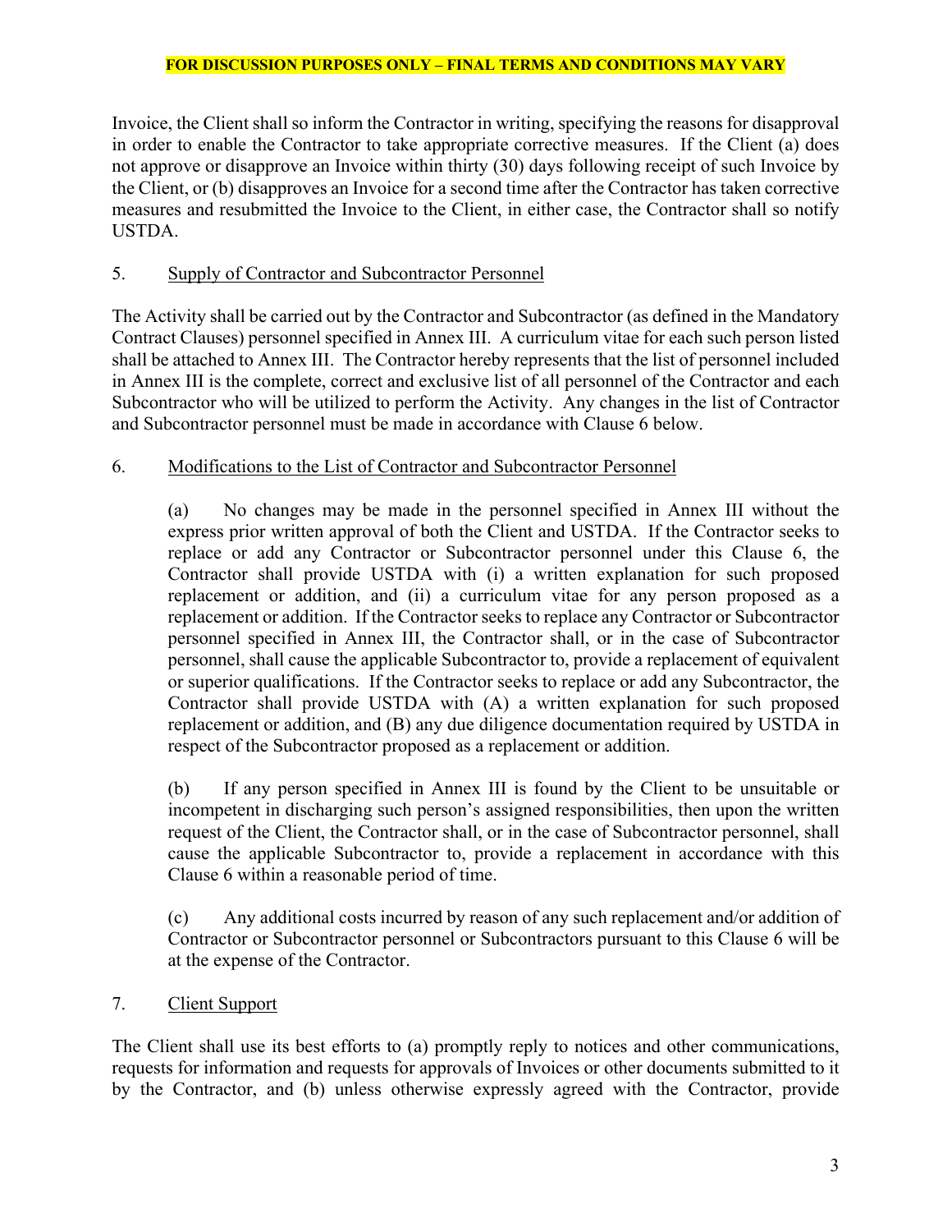**FOR DISCUSSION PURPOSES ONLY – FINAL TERMS AND CONDITIONS MAY VARY**

Invoice, the Client shall so inform the Contractor in writing, specifying the reasons for disapproval in order to enable the Contractor to take appropriate corrective measures. If the Client (a) does not approve or disapprove an Invoice within thirty (30) days following receipt of such Invoice by the Client, or (b) disapproves an Invoice for a second time after the Contractor has taken corrective measures and resubmitted the Invoice to the Client, in either case, the Contractor shall so notify USTDA.

5. Supply of Contractor and Subcontractor Personnel

The Activity shall be carried out by the Contractor and Subcontractor (as defined in the Mandatory Contract Clauses) personnel specified in Annex III. A curriculum vitae for each such person listed shall be attached to Annex III. The Contractor hereby represents that the list of personnel included in Annex III is the complete, correct and exclusive list of all personnel of the Contractor and each Subcontractor who will be utilized to perform the Activity. Any changes in the list of Contractor and Subcontractor personnel must be made in accordance with Clause 6 below.

6. Modifications to the List of Contractor and Subcontractor Personnel

(a) No changes may be made in the personnel specified in Annex III without the express prior written approval of both the Client and USTDA. If the Contractor seeks to replace or add any Contractor or Subcontractor personnel under this Clause 6, the Contractor shall provide USTDA with (i) a written explanation for such proposed replacement or addition, and (ii) a curriculum vitae for any person proposed as a replacement or addition. If the Contractor seeks to replace any Contractor or Subcontractor personnel specified in Annex III, the Contractor shall, or in the case of Subcontractor personnel, shall cause the applicable Subcontractor to, provide a replacement of equivalent or superior qualifications. If the Contractor seeks to replace or add any Subcontractor, the Contractor shall provide USTDA with (A) a written explanation for such proposed replacement or addition, and (B) any due diligence documentation required by USTDA in respect of the Subcontractor proposed as a replacement or addition.

(b) If any person specified in Annex III is found by the Client to be unsuitable or incompetent in discharging such person's assigned responsibilities, then upon the written request of the Client, the Contractor shall, or in the case of Subcontractor personnel, shall cause the applicable Subcontractor to, provide a replacement in accordance with this Clause 6 within a reasonable period of time.

(c) Any additional costs incurred by reason of any such replacement and/or addition of Contractor or Subcontractor personnel or Subcontractors pursuant to this Clause 6 will be at the expense of the Contractor.

7. Client Support

The Client shall use its best efforts to (a) promptly reply to notices and other communications, requests for information and requests for approvals of Invoices or other documents submitted to it by the Contractor, and (b) unless otherwise expressly agreed with the Contractor, provide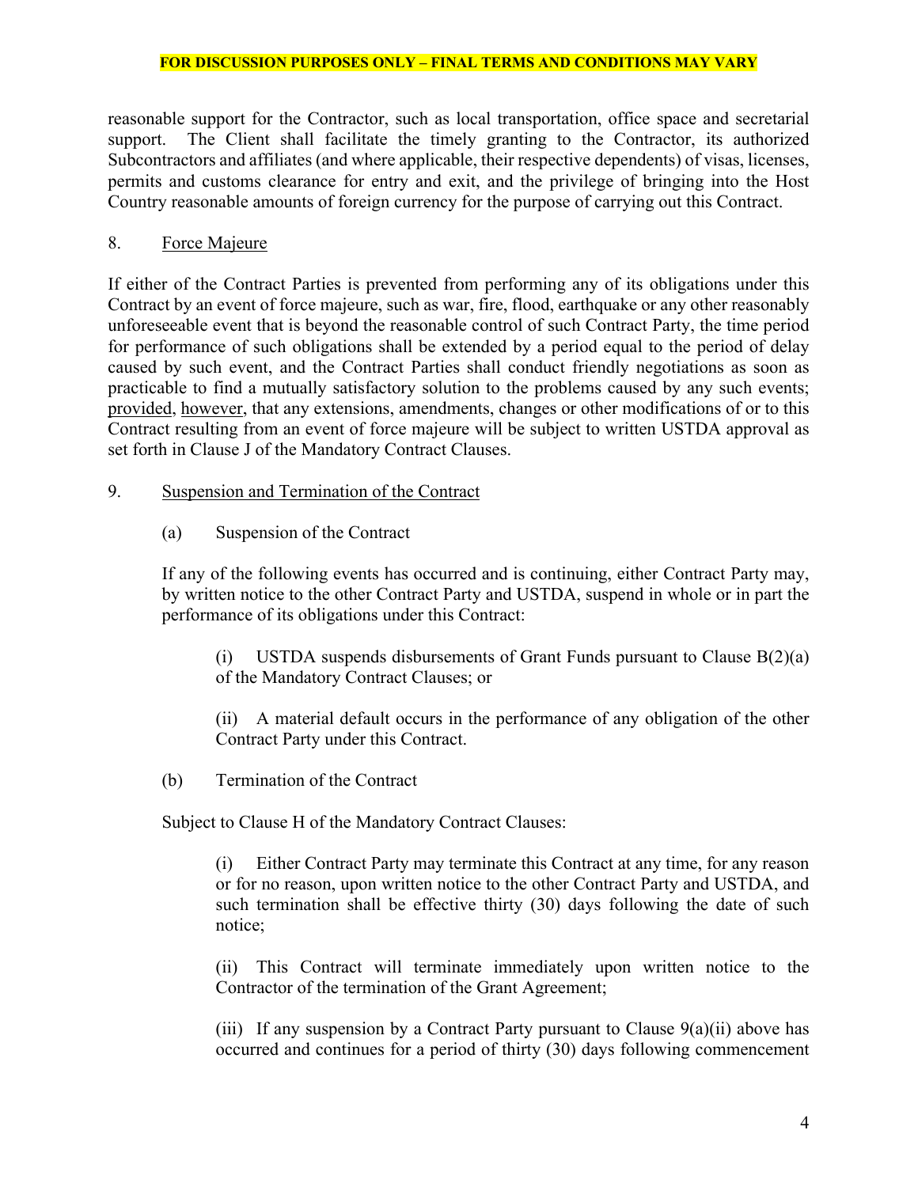**FOR DISCUSSION PURPOSES ONLY – FINAL TERMS AND CONDITIONS MAY VARY**

reasonable support for the Contractor, such as local transportation, office space and secretarial support. The Client shall facilitate the timely granting to the Contractor, its authorized Subcontractors and affiliates (and where applicable, their respective dependents) of visas, licenses, permits and customs clearance for entry and exit, and the privilege of bringing into the Host Country reasonable amounts of foreign currency for the purpose of carrying out this Contract.

8. Force Majeure

If either of the Contract Parties is prevented from performing any of its obligations under this Contract by an event of force majeure, such as war, fire, flood, earthquake or any other reasonably unforeseeable event that is beyond the reasonable control of such Contract Party, the time period for performance of such obligations shall be extended by a period equal to the period of delay caused by such event, and the Contract Parties shall conduct friendly negotiations as soon as practicable to find a mutually satisfactory solution to the problems caused by any such events; provided, however, that any extensions, amendments, changes or other modifications of or to this Contract resulting from an event of force majeure will be subject to written USTDA approval as set forth in Clause J of the Mandatory Contract Clauses.

9. Suspension and Termination of the Contract

(a) Suspension of the Contract

If any of the following events has occurred and is continuing, either Contract Party may, by written notice to the other Contract Party and USTDA, suspend in whole or in part the performance of its obligations under this Contract:

(i) USTDA suspends disbursements of Grant Funds pursuant to Clause B(2)(a) of the Mandatory Contract Clauses; or

(ii) A material default occurs in the performance of any obligation of the other Contract Party under this Contract.

(b) Termination of the Contract

Subject to Clause H of the Mandatory Contract Clauses:

(i) Either Contract Party may terminate this Contract at any time, for any reason or for no reason, upon written notice to the other Contract Party and USTDA, and such termination shall be effective thirty (30) days following the date of such notice;

(ii) This Contract will terminate immediately upon written notice to the Contractor of the termination of the Grant Agreement;

(iii) If any suspension by a Contract Party pursuant to Clause 9(a)(ii) above has occurred and continues for a period of thirty (30) days following commencement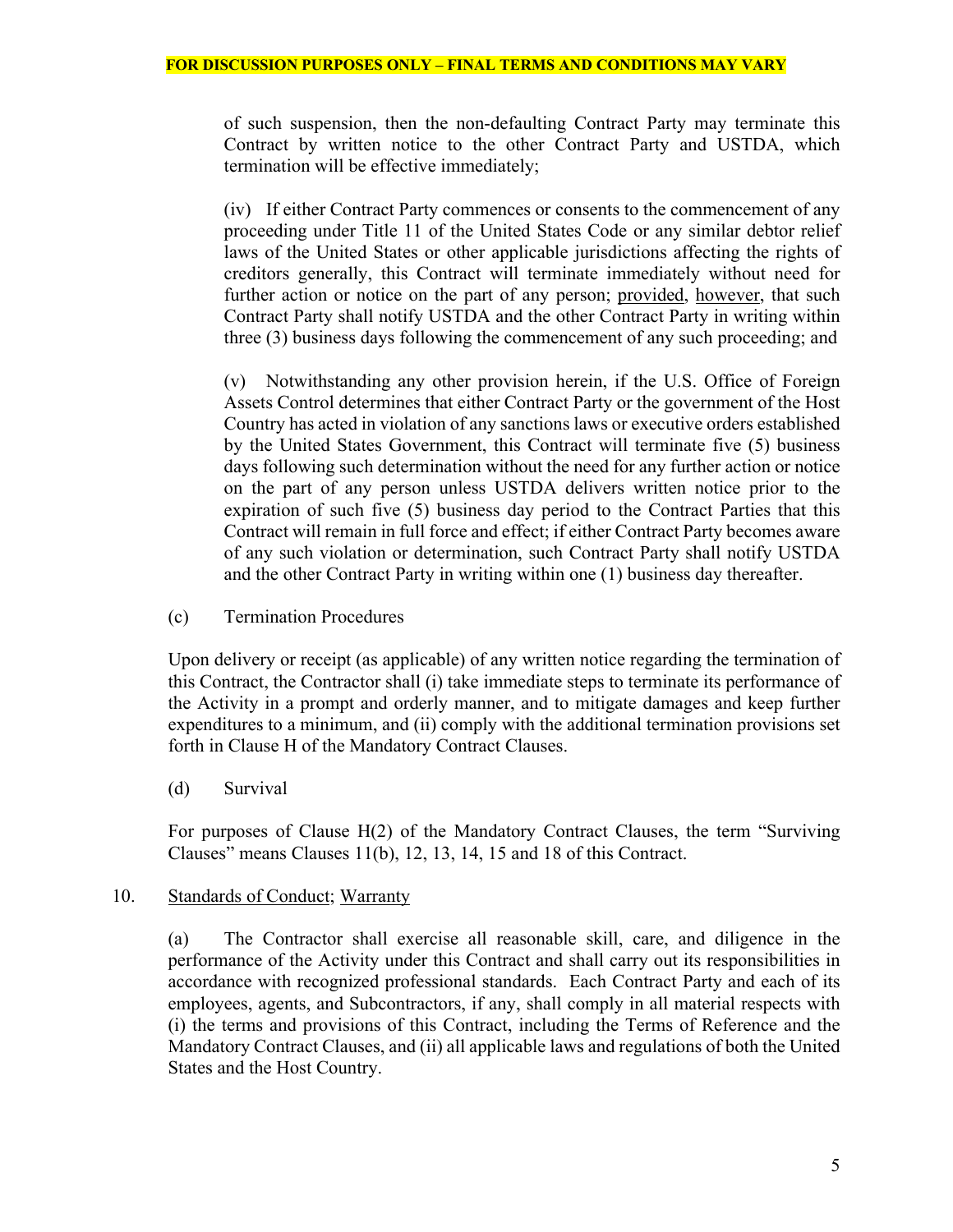**FOR DISCUSSION PURPOSES ONLY – FINAL TERMS AND CONDITIONS MAY VARY**

of such suspension, then the non-defaulting Contract Party may terminate this Contract by written notice to the other Contract Party and USTDA, which termination will be effective immediately;

(iv) If either Contract Party commences or consents to the commencement of any proceeding under Title 11 of the United States Code or any similar debtor relief laws of the United States or other applicable jurisdictions affecting the rights of creditors generally, this Contract will terminate immediately without need for further action or notice on the part of any person; <u>provided</u>, <u>however</u>, that such Contract Party shall notify USTDA and the other Contract Party in writing within three (3) business days following the commencement of any such proceeding; and

(v) Notwithstanding any other provision herein, if the U.S. Office of Foreign Assets Control determines that either Contract Party or the government of the Host Country has acted in violation of any sanctions laws or executive orders established by the United States Government, this Contract will terminate five (5) business days following such determination without the need for any further action or notice on the part of any person unless USTDA delivers written notice prior to the expiration of such five (5) business day period to the Contract Parties that this Contract will remain in full force and effect; if either Contract Party becomes aware of any such violation or determination, such Contract Party shall notify USTDA and the other Contract Party in writing within one (1) business day thereafter.

(c) Termination Procedures

Upon delivery or receipt (as applicable) of any written notice regarding the termination of this Contract, the Contractor shall (i) take immediate steps to terminate its performance of the Activity in a prompt and orderly manner, and to mitigate damages and keep further expenditures to a minimum, and (ii) comply with the additional termination provisions set forth in Clause H of the Mandatory Contract Clauses.

(d) Survival

For purposes of Clause H(2) of the Mandatory Contract Clauses, the term "Surviving Clauses" means Clauses 11(b), 12, 13, 14, 15 and 18 of this Contract.

10. <u>Standards of Conduct</u>; <u>Warranty</u>

(a) The Contractor shall exercise all reasonable skill, care, and diligence in the performance of the Activity under this Contract and shall carry out its responsibilities in accordance with recognized professional standards. Each Contract Party and each of its employees, agents, and Subcontractors, if any, shall comply in all material respects with (i) the terms and provisions of this Contract, including the Terms of Reference and the Mandatory Contract Clauses, and (ii) all applicable laws and regulations of both the United States and the Host Country.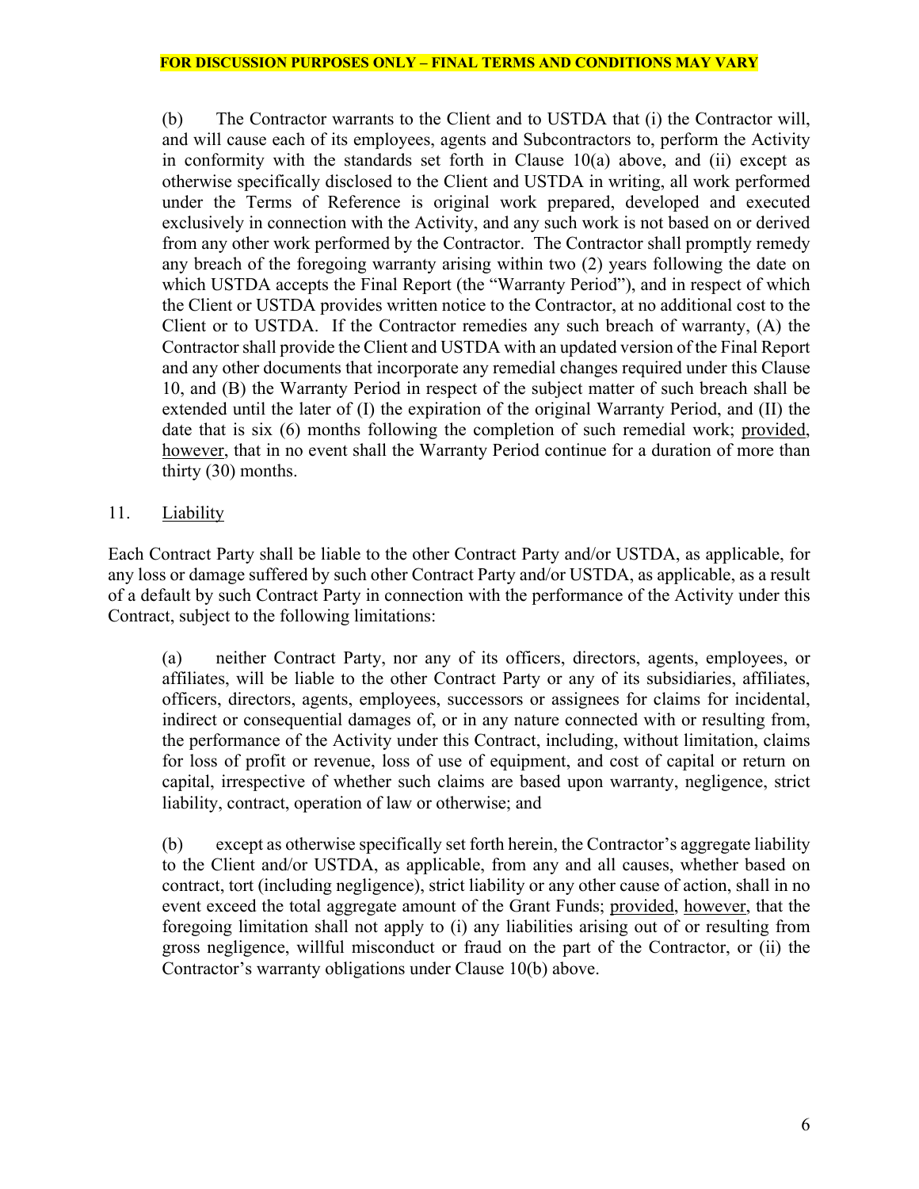**FOR DISCUSSION PURPOSES ONLY – FINAL TERMS AND CONDITIONS MAY VARY**

(b) The Contractor warrants to the Client and to USTDA that (i) the Contractor will, and will cause each of its employees, agents and Subcontractors to, perform the Activity in conformity with the standards set forth in Clause 10(a) above, and (ii) except as otherwise specifically disclosed to the Client and USTDA in writing, all work performed under the Terms of Reference is original work prepared, developed and executed exclusively in connection with the Activity, and any such work is not based on or derived from any other work performed by the Contractor. The Contractor shall promptly remedy any breach of the foregoing warranty arising within two (2) years following the date on which USTDA accepts the Final Report (the "Warranty Period"), and in respect of which the Client or USTDA provides written notice to the Contractor, at no additional cost to the Client or to USTDA. If the Contractor remedies any such breach of warranty, (A) the Contractor shall provide the Client and USTDA with an updated version of the Final Report and any other documents that incorporate any remedial changes required under this Clause 10, and (B) the Warranty Period in respect of the subject matter of such breach shall be extended until the later of (I) the expiration of the original Warranty Period, and (II) the date that is six (6) months following the completion of such remedial work; provided, however, that in no event shall the Warranty Period continue for a duration of more than thirty (30) months.

11. Liability

Each Contract Party shall be liable to the other Contract Party and/or USTDA, as applicable, for any loss or damage suffered by such other Contract Party and/or USTDA, as applicable, as a result of a default by such Contract Party in connection with the performance of the Activity under this Contract, subject to the following limitations:

(a) neither Contract Party, nor any of its officers, directors, agents, employees, or affiliates, will be liable to the other Contract Party or any of its subsidiaries, affiliates, officers, directors, agents, employees, successors or assignees for claims for incidental, indirect or consequential damages of, or in any nature connected with or resulting from, the performance of the Activity under this Contract, including, without limitation, claims for loss of profit or revenue, loss of use of equipment, and cost of capital or return on capital, irrespective of whether such claims are based upon warranty, negligence, strict liability, contract, operation of law or otherwise; and

(b) except as otherwise specifically set forth herein, the Contractor's aggregate liability to the Client and/or USTDA, as applicable, from any and all causes, whether based on contract, tort (including negligence), strict liability or any other cause of action, shall in no event exceed the total aggregate amount of the Grant Funds; provided, however, that the foregoing limitation shall not apply to (i) any liabilities arising out of or resulting from gross negligence, willful misconduct or fraud on the part of the Contractor, or (ii) the Contractor's warranty obligations under Clause 10(b) above.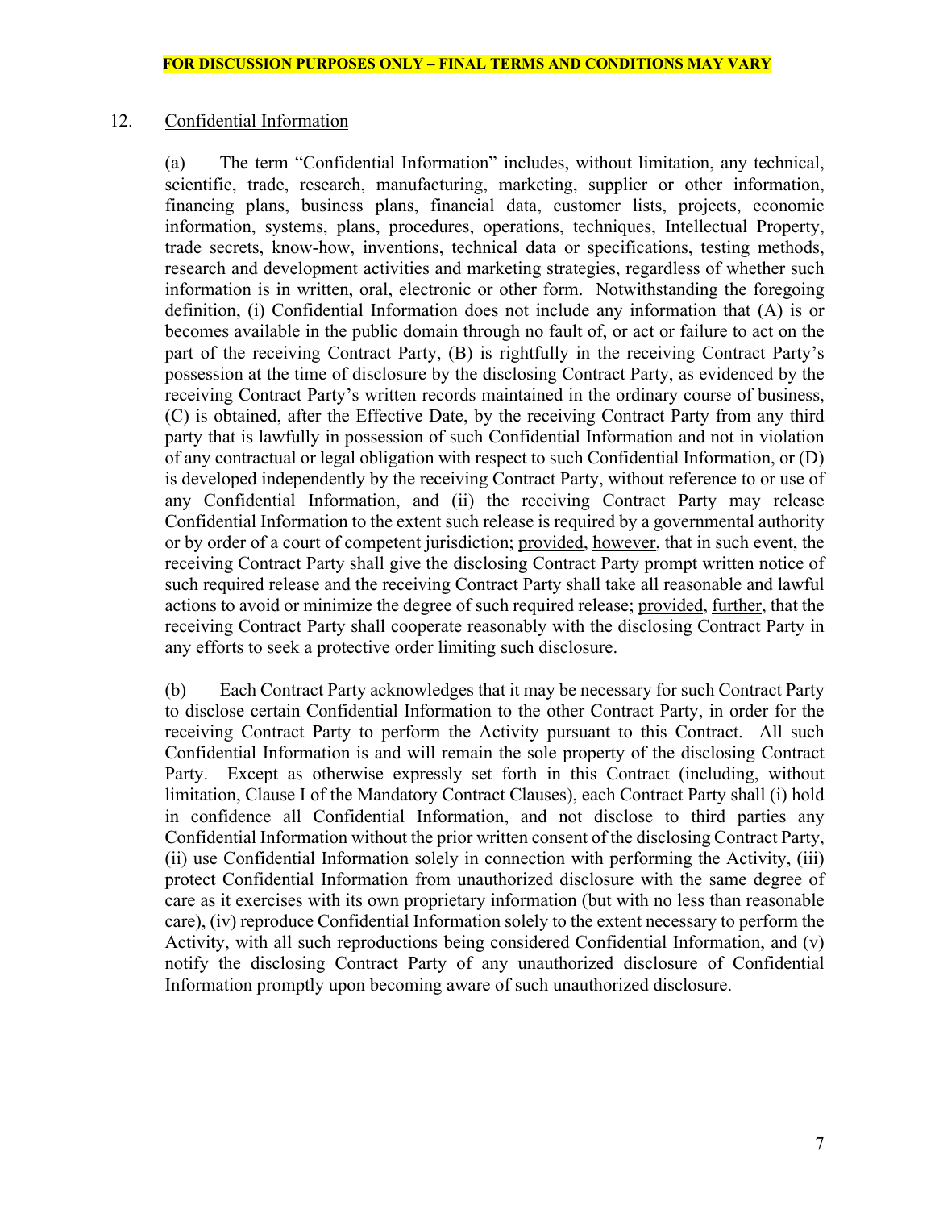**FOR DISCUSSION PURPOSES ONLY – FINAL TERMS AND CONDITIONS MAY VARY**

## 12. Confidential Information

(a) The term "Confidential Information" includes, without limitation, any technical, scientific, trade, research, manufacturing, marketing, supplier or other information, financing plans, business plans, financial data, customer lists, projects, economic information, systems, plans, procedures, operations, techniques, Intellectual Property, trade secrets, know-how, inventions, technical data or specifications, testing methods, research and development activities and marketing strategies, regardless of whether such information is in written, oral, electronic or other form. Notwithstanding the foregoing definition, (i) Confidential Information does not include any information that (A) is or becomes available in the public domain through no fault of, or act or failure to act on the part of the receiving Contract Party, (B) is rightfully in the receiving Contract Party's possession at the time of disclosure by the disclosing Contract Party, as evidenced by the receiving Contract Party's written records maintained in the ordinary course of business, (C) is obtained, after the Effective Date, by the receiving Contract Party from any third party that is lawfully in possession of such Confidential Information and not in violation of any contractual or legal obligation with respect to such Confidential Information, or (D) is developed independently by the receiving Contract Party, without reference to or use of any Confidential Information, and (ii) the receiving Contract Party may release Confidential Information to the extent such release is required by a governmental authority or by order of a court of competent jurisdiction; provided, however, that in such event, the receiving Contract Party shall give the disclosing Contract Party prompt written notice of such required release and the receiving Contract Party shall take all reasonable and lawful actions to avoid or minimize the degree of such required release; provided, further, that the receiving Contract Party shall cooperate reasonably with the disclosing Contract Party in any efforts to seek a protective order limiting such disclosure.

(b) Each Contract Party acknowledges that it may be necessary for such Contract Party to disclose certain Confidential Information to the other Contract Party, in order for the receiving Contract Party to perform the Activity pursuant to this Contract. All such Confidential Information is and will remain the sole property of the disclosing Contract Party. Except as otherwise expressly set forth in this Contract (including, without limitation, Clause I of the Mandatory Contract Clauses), each Contract Party shall (i) hold in confidence all Confidential Information, and not disclose to third parties any Confidential Information without the prior written consent of the disclosing Contract Party, (ii) use Confidential Information solely in connection with performing the Activity, (iii) protect Confidential Information from unauthorized disclosure with the same degree of care as it exercises with its own proprietary information (but with no less than reasonable care), (iv) reproduce Confidential Information solely to the extent necessary to perform the Activity, with all such reproductions being considered Confidential Information, and (v) notify the disclosing Contract Party of any unauthorized disclosure of Confidential Information promptly upon becoming aware of such unauthorized disclosure.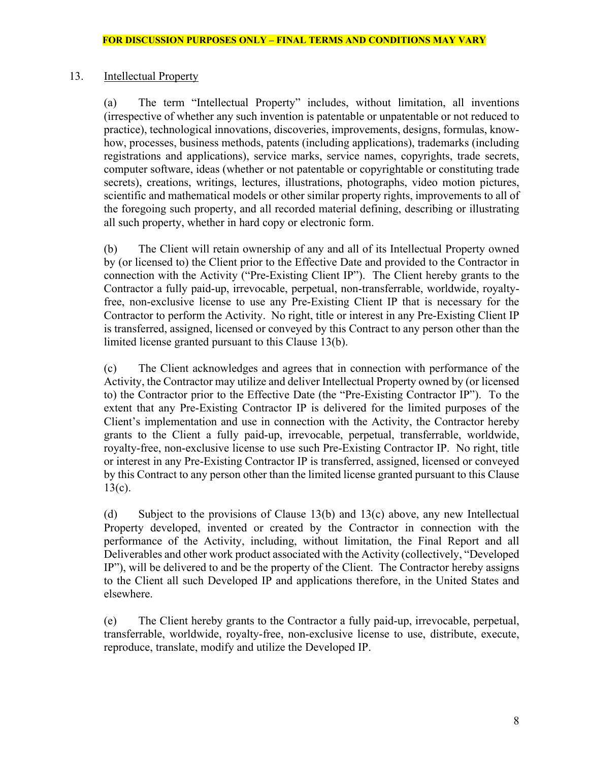**FOR DISCUSSION PURPOSES ONLY – FINAL TERMS AND CONDITIONS MAY VARY**

13. <u>Intellectual Property</u>

(a) The term "Intellectual Property" includes, without limitation, all inventions (irrespective of whether any such invention is patentable or unpatentable or not reduced to practice), technological innovations, discoveries, improvements, designs, formulas, know-how, processes, business methods, patents (including applications), trademarks (including registrations and applications), service marks, service names, copyrights, trade secrets, computer software, ideas (whether or not patentable or copyrightable or constituting trade secrets), creations, writings, lectures, illustrations, photographs, video motion pictures, scientific and mathematical models or other similar property rights, improvements to all of the foregoing such property, and all recorded material defining, describing or illustrating all such property, whether in hard copy or electronic form.

(b) The Client will retain ownership of any and all of its Intellectual Property owned by (or licensed to) the Client prior to the Effective Date and provided to the Contractor in connection with the Activity ("Pre-Existing Client IP"). The Client hereby grants to the Contractor a fully paid-up, irrevocable, perpetual, non-transferrable, worldwide, royalty-free, non-exclusive license to use any Pre-Existing Client IP that is necessary for the Contractor to perform the Activity. No right, title or interest in any Pre-Existing Client IP is transferred, assigned, licensed or conveyed by this Contract to any person other than the limited license granted pursuant to this Clause 13(b).

(c) The Client acknowledges and agrees that in connection with performance of the Activity, the Contractor may utilize and deliver Intellectual Property owned by (or licensed to) the Contractor prior to the Effective Date (the "Pre-Existing Contractor IP"). To the extent that any Pre-Existing Contractor IP is delivered for the limited purposes of the Client's implementation and use in connection with the Activity, the Contractor hereby grants to the Client a fully paid-up, irrevocable, perpetual, transferrable, worldwide, royalty-free, non-exclusive license to use such Pre-Existing Contractor IP. No right, title or interest in any Pre-Existing Contractor IP is transferred, assigned, licensed or conveyed by this Contract to any person other than the limited license granted pursuant to this Clause 13(c).

(d) Subject to the provisions of Clause 13(b) and 13(c) above, any new Intellectual Property developed, invented or created by the Contractor in connection with the performance of the Activity, including, without limitation, the Final Report and all Deliverables and other work product associated with the Activity (collectively, "Developed IP"), will be delivered to and be the property of the Client. The Contractor hereby assigns to the Client all such Developed IP and applications therefore, in the United States and elsewhere.

(e) The Client hereby grants to the Contractor a fully paid-up, irrevocable, perpetual, transferrable, worldwide, royalty-free, non-exclusive license to use, distribute, execute, reproduce, translate, modify and utilize the Developed IP.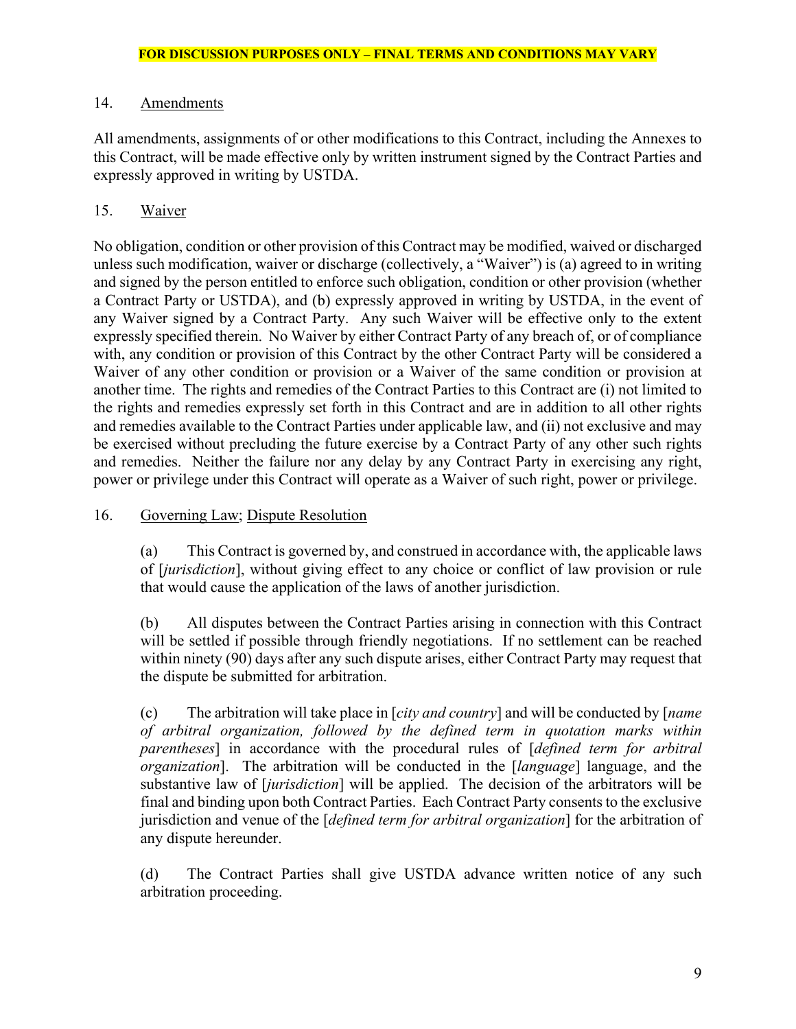**FOR DISCUSSION PURPOSES ONLY – FINAL TERMS AND CONDITIONS MAY VARY**

## 14. Amendments

All amendments, assignments of or other modifications to this Contract, including the Annexes to this Contract, will be made effective only by written instrument signed by the Contract Parties and expressly approved in writing by USTDA.

## 15. Waiver

No obligation, condition or other provision of this Contract may be modified, waived or discharged unless such modification, waiver or discharge (collectively, a "Waiver") is (a) agreed to in writing and signed by the person entitled to enforce such obligation, condition or other provision (whether a Contract Party or USTDA), and (b) expressly approved in writing by USTDA, in the event of any Waiver signed by a Contract Party. Any such Waiver will be effective only to the extent expressly specified therein. No Waiver by either Contract Party of any breach of, or of compliance with, any condition or provision of this Contract by the other Contract Party will be considered a Waiver of any other condition or provision or a Waiver of the same condition or provision at another time. The rights and remedies of the Contract Parties to this Contract are (i) not limited to the rights and remedies expressly set forth in this Contract and are in addition to all other rights and remedies available to the Contract Parties under applicable law, and (ii) not exclusive and may be exercised without precluding the future exercise by a Contract Party of any other such rights and remedies. Neither the failure nor any delay by any Contract Party in exercising any right, power or privilege under this Contract will operate as a Waiver of such right, power or privilege.

## 16. Governing Law; Dispute Resolution

(a) This Contract is governed by, and construed in accordance with, the applicable laws of [*jurisdiction*], without giving effect to any choice or conflict of law provision or rule that would cause the application of the laws of another jurisdiction.

(b) All disputes between the Contract Parties arising in connection with this Contract will be settled if possible through friendly negotiations. If no settlement can be reached within ninety (90) days after any such dispute arises, either Contract Party may request that the dispute be submitted for arbitration.

(c) The arbitration will take place in [*city and country*] and will be conducted by [*name of arbitral organization, followed by the defined term in quotation marks within parentheses*] in accordance with the procedural rules of [*defined term for arbitral organization*]. The arbitration will be conducted in the [*language*] language, and the substantive law of [*jurisdiction*] will be applied. The decision of the arbitrators will be final and binding upon both Contract Parties. Each Contract Party consents to the exclusive jurisdiction and venue of the [*defined term for arbitral organization*] for the arbitration of any dispute hereunder.

(d) The Contract Parties shall give USTDA advance written notice of any such arbitration proceeding.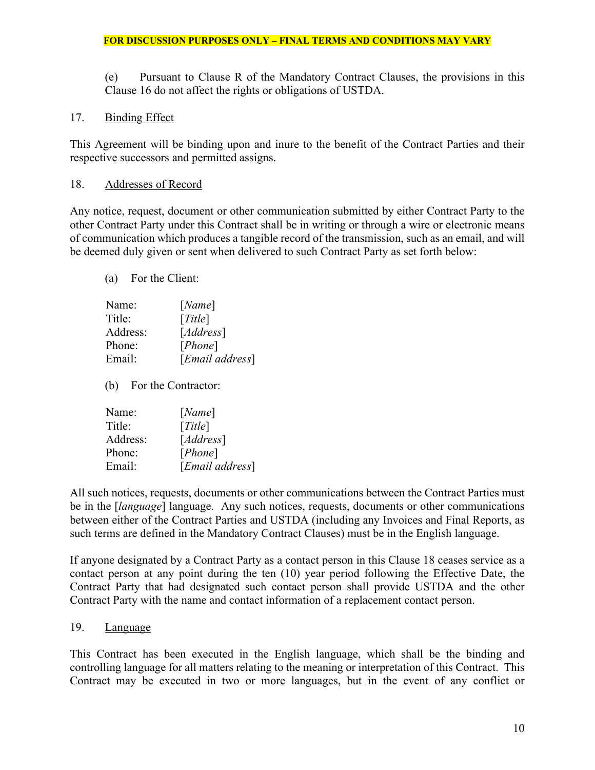**FOR DISCUSSION PURPOSES ONLY – FINAL TERMS AND CONDITIONS MAY VARY**

(e) Pursuant to Clause R of the Mandatory Contract Clauses, the provisions in this Clause 16 do not affect the rights or obligations of USTDA.

17. Binding Effect

This Agreement will be binding upon and inure to the benefit of the Contract Parties and their respective successors and permitted assigns.

18. Addresses of Record

Any notice, request, document or other communication submitted by either Contract Party to the other Contract Party under this Contract shall be in writing or through a wire or electronic means of communication which produces a tangible record of the transmission, such as an email, and will be deemed duly given or sent when delivered to such Contract Party as set forth below:

(a) For the Client:

Name: [*Name*]
Title: [*Title*]
Address: [*Address*]
Phone: [*Phone*]
Email: [*Email address*]

(b) For the Contractor:

Name: [*Name*]
Title: [*Title*]
Address: [*Address*]
Phone: [*Phone*]
Email: [*Email address*]

All such notices, requests, documents or other communications between the Contract Parties must be in the [*language*] language. Any such notices, requests, documents or other communications between either of the Contract Parties and USTDA (including any Invoices and Final Reports, as such terms are defined in the Mandatory Contract Clauses) must be in the English language.

If anyone designated by a Contract Party as a contact person in this Clause 18 ceases service as a contact person at any point during the ten (10) year period following the Effective Date, the Contract Party that had designated such contact person shall provide USTDA and the other Contract Party with the name and contact information of a replacement contact person.

19. Language

This Contract has been executed in the English language, which shall be the binding and controlling language for all matters relating to the meaning or interpretation of this Contract. This Contract may be executed in two or more languages, but in the event of any conflict or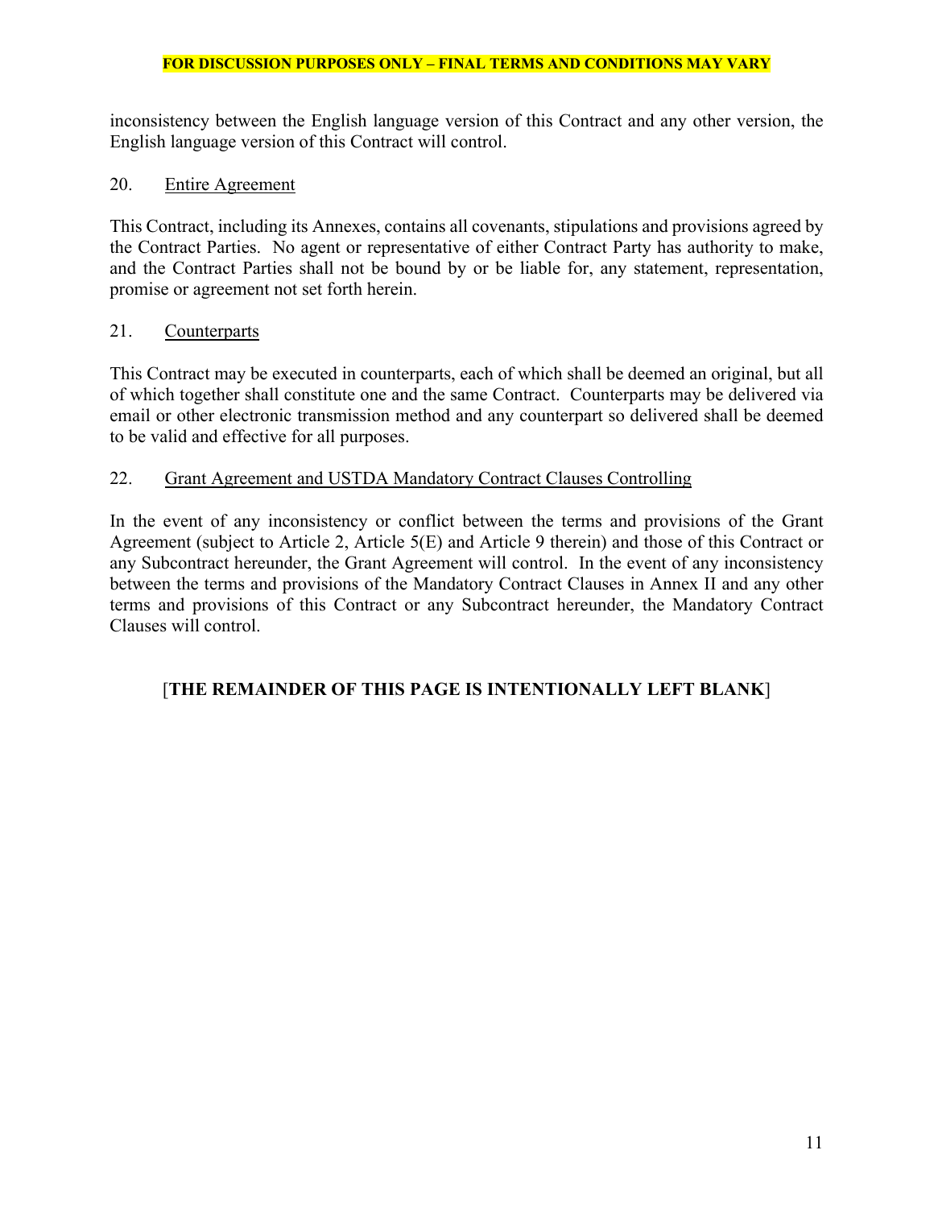inconsistency between the English language version of this Contract and any other version, the English language version of this Contract will control.

## 20. Entire Agreement

This Contract, including its Annexes, contains all covenants, stipulations and provisions agreed by the Contract Parties. No agent or representative of either Contract Party has authority to make, and the Contract Parties shall not be bound by or be liable for, any statement, representation, promise or agreement not set forth herein.

## 21. Counterparts

This Contract may be executed in counterparts, each of which shall be deemed an original, but all of which together shall constitute one and the same Contract. Counterparts may be delivered via email or other electronic transmission method and any counterpart so delivered shall be deemed to be valid and effective for all purposes.

## 22. Grant Agreement and USTDA Mandatory Contract Clauses Controlling

In the event of any inconsistency or conflict between the terms and provisions of the Grant Agreement (subject to Article 2, Article 5(E) and Article 9 therein) and those of this Contract or any Subcontract hereunder, the Grant Agreement will control. In the event of any inconsistency between the terms and provisions of the Mandatory Contract Clauses in Annex II and any other terms and provisions of this Contract or any Subcontract hereunder, the Mandatory Contract Clauses will control.

[**THE REMAINDER OF THIS PAGE IS INTENTIONALLY LEFT BLANK**]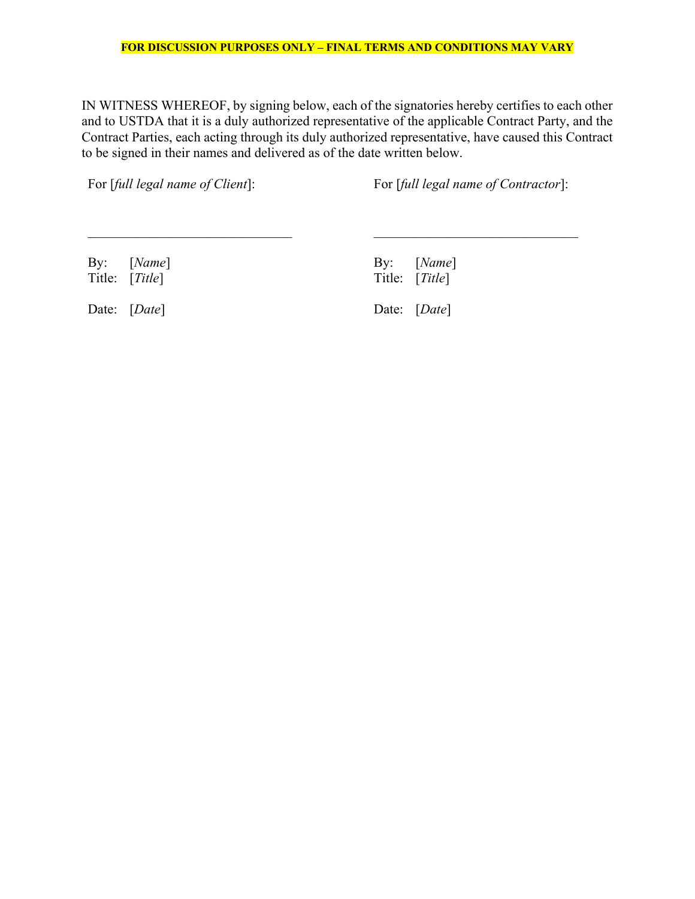**FOR DISCUSSION PURPOSES ONLY – FINAL TERMS AND CONDITIONS MAY VARY**

IN WITNESS WHEREOF, by signing below, each of the signatories hereby certifies to each other and to USTDA that it is a duly authorized representative of the applicable Contract Party, and the Contract Parties, each acting through its duly authorized representative, have caused this Contract to be signed in their names and delivered as of the date written below.

For [*full legal name of Client*]:

\_\_\_\_\_\_\_\_\_\_\_\_\_\_\_\_\_\_\_\_\_\_\_\_\_\_\_\_\_\_

By: [*Name*]
Title: [*Title*]

Date: [*Date*]

For [*full legal name of Contractor*]:

\_\_\_\_\_\_\_\_\_\_\_\_\_\_\_\_\_\_\_\_\_\_\_\_\_\_\_\_\_\_

By: [*Name*]
Title: [*Title*]

Date: [*Date*]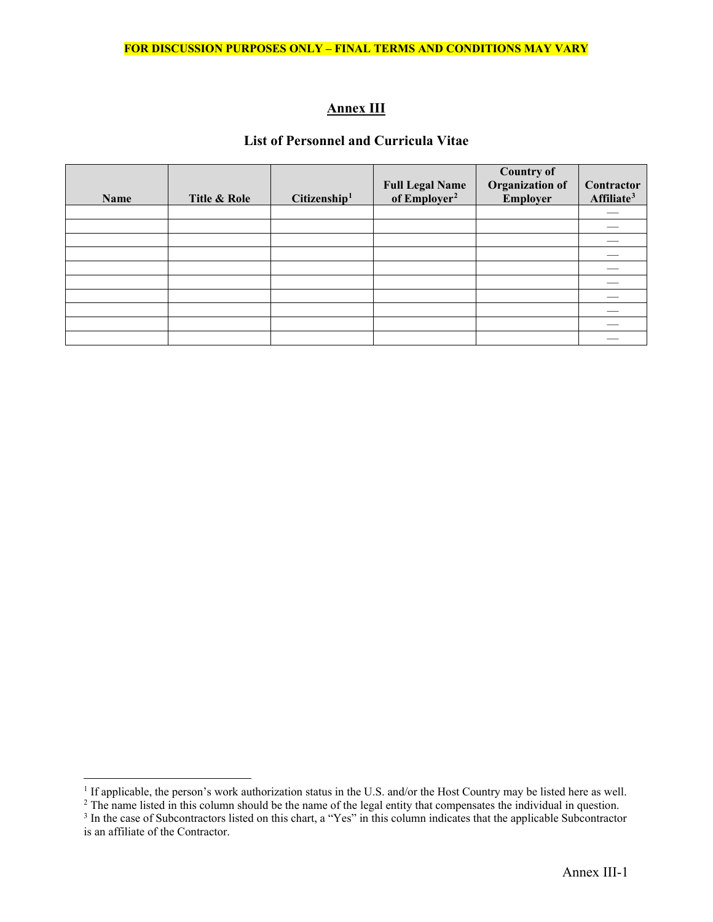**FOR DISCUSSION PURPOSES ONLY – FINAL TERMS AND CONDITIONS MAY VARY**

# Annex III

## List of Personnel and Curricula Vitae

| Name | Title & Role | Citizenship[1] | Full Legal Name of Employer[2] | Country of Organization of Employer | Contractor Affiliate[3] |
| --- | --- | --- | --- | --- | --- |
| | | | | | — |
| | | | | | — |
| | | | | | — |
| | | | | | — |
| | | | | | — |
| | | | | | — |
| | | | | | — |
| | | | | | — |
| | | | | | — |
| | | | | | — |

[1] If applicable, the person's work authorization status in the U.S. and/or the Host Country may be listed here as well.

[2] The name listed in this column should be the name of the legal entity that compensates the individual in question.

[3] In the case of Subcontractors listed on this chart, a "Yes" in this column indicates that the applicable Subcontractor is an affiliate of the Contractor.